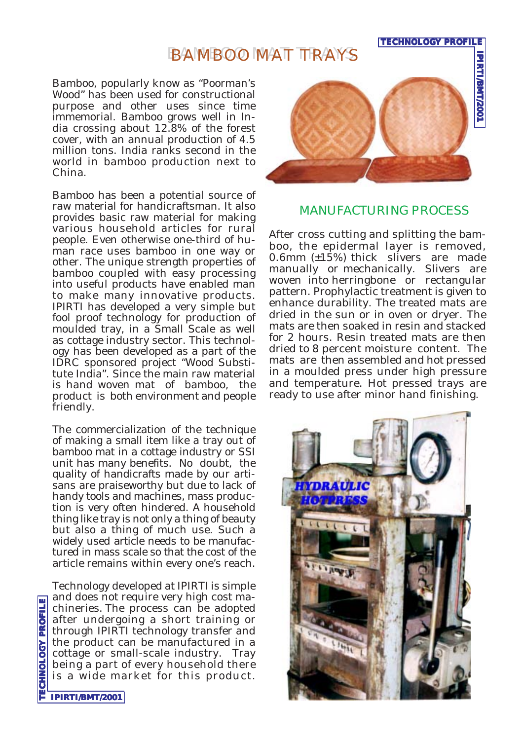# BAMBOO MAT TRAYS

Bamboo, popularly know as "Poorman's Wood" has been used for constructional purpose and other uses since time immemorial. Bamboo grows well in India crossing about 12.8% of the forest cover, with an annual production of 4.5 million tons. India ranks second in the world in bamboo production next to China.

Bamboo has been a potential source of raw material for handicraftsman. It also provides basic raw material for making various household articles for rural people. Even otherwise one-third of human race uses bamboo in one way or other. The unique strength properties of bamboo coupled with easy processing into useful products have enabled man to make many innovative products. IPIRTI has developed a very simple but fool proof technology for production of moulded tray, in a Small Scale as well as cottage industry sector. This technology has been developed as a part of the IDRC sponsored project "Wood Substitute India". Since the main raw material is hand woven mat of bamboo, the product is both environment and people friendly.

The commercialization of the technique of making a small item like a tray out of bamboo mat in a cottage industry or SSI unit has many benefits. No doubt, the quality of handicrafts made by our artisans are praiseworthy but due to lack of handy tools and machines, mass production is very often hindered. A household thing like tray is not only a thing of beauty but also a thing of much use. Such a widely used article needs to be manufactured in mass scale so that the cost of the article remains within every one's reach.

Technology developed at IPIRTI is simple and does not require very high cost machineries. The process can be adopted after undergoing a short training or through IPIRTI technology transfer and the product can be manufactured in a cottage or small-scale industry. Tray being a part of every household there is a wide market for this product.

## MANUFACTURING PROCESS

After cross cutting and splitting the bamboo, the epidermal layer is removed, 0.6mm (±15%) thick slivers are made manually or mechanically. Slivers are woven into herringbone or rectangular pattern. Prophylactic treatment is given to enhance durability. The treated mats are dried in the sun or in oven or dryer. The mats are then soaked in resin and stacked for 2 hours. Resin treated mats are then dried to 8 percent moisture content. The mats are then assembled and hot pressed in a moulded press under high pressure and temperature. Hot pressed trays are ready to use after minor hand finishing.

HYDRAULIC HOTPRESS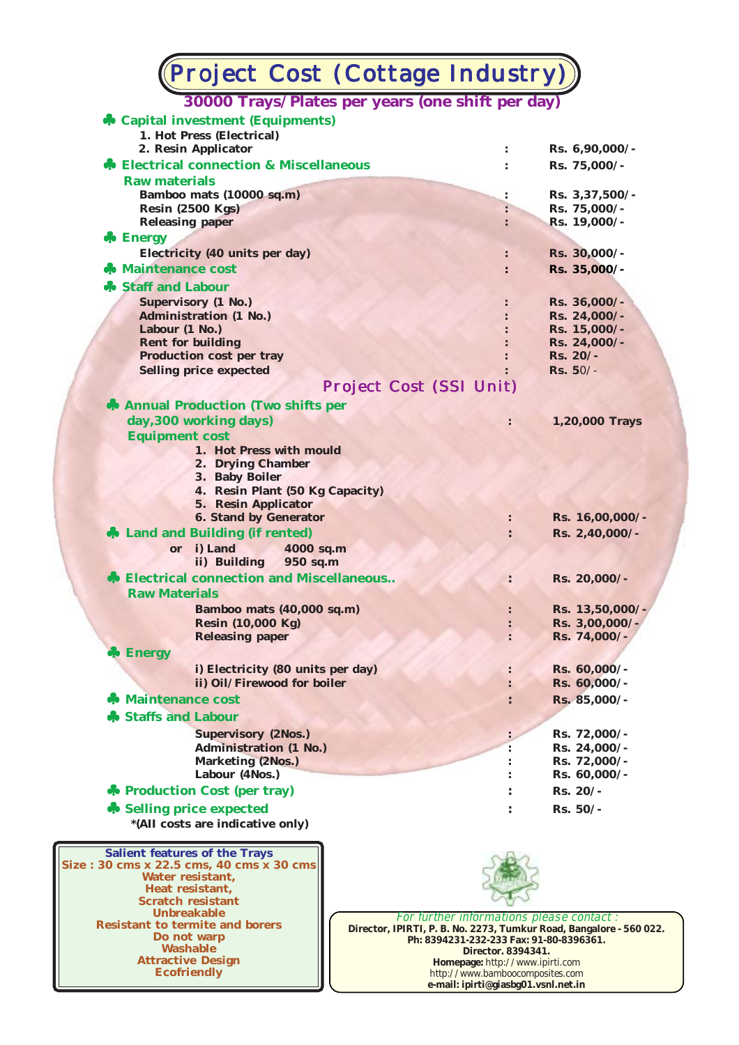# Project Cost (Cottage Industry)

**30000 Trays/Plates per years (one shift per day)**

| | | |
|---|---|---|
| ♣ **Capital investment (Equipments)** | | |
| 1. Hot Press (Electrical) | | |
| 2. Resin Applicator | : | Rs. 6,90,000/- |
| ♣ **Electrical connection & Miscellaneous** | : | Rs. 75,000/- |
| **Raw materials** | | |
| Bamboo mats (10000 sq.m) | : | Rs. 3,37,500/- |
| Resin (2500 Kgs) | : | Rs. 75,000/- |
| Releasing paper | : | Rs. 19,000/- |
| ♣ **Energy** | | |
| Electricity (40 units per day) | : | Rs. 30,000/- |
| ♣ **Maintenance cost** | : | Rs. 35,000/- |
| ♣ **Staff and Labour** | | |
| Supervisory (1 No.) | : | Rs. 36,000/- |
| Administration (1 No.) | : | Rs. 24,000/- |
| Labour (1 No.) | : | Rs. 15,000/- |
| Rent for building | : | Rs. 24,000/- |
| Production cost per tray | : | Rs. 20/- |
| Selling price expected | : | Rs. 50/- |

## Project Cost (SSI Unit)

| | | |
|---|---|---|
| ♣ **Annual Production (Two shifts per day,300 working days)** | : | 1,20,000 Trays |
| **Equipment cost** | | |
| 1. Hot Press with mould | | |
| 2. Drying Chamber | | |
| 3. Baby Boiler | | |
| 4. Resin Plant (50 Kg Capacity) | | |
| 5. Resin Applicator | | |
| 6. Stand by Generator | : | Rs. 16,00,000/- |
| ♣ **Land and Building (if rented)** | : | Rs. 2,40,000/- |
| or i) Land 4000 sq.m | | |
| ii) Building 950 sq.m | | |
| ♣ **Electrical connection and Miscellaneous..** | : | Rs. 20,000/- |
| **Raw Materials** | | |
| Bamboo mats (40,000 sq.m) | : | Rs. 13,50,000/- |
| Resin (10,000 Kg) | : | Rs. 3,00,000/- |
| Releasing paper | : | Rs. 74,000/- |
| ♣ **Energy** | | |
| i) Electricity (80 units per day) | : | Rs. 60,000/- |
| ii) Oil/Firewood for boiler | : | Rs. 60,000/- |
| ♣ **Maintenance cost** | : | Rs. 85,000/- |
| ♣ **Staffs and Labour** | | |
| Supervisory (2Nos.) | : | Rs. 72,000/- |
| Administration (1 No.) | : | Rs. 24,000/- |
| Marketing (2Nos.) | : | Rs. 72,000/- |
| Labour (4Nos.) | : | Rs. 60,000/- |
| ♣ **Production Cost (per tray)** | : | Rs. 20/- |
| ♣ **Selling price expected** | : | Rs. 50/- |

*(All costs are indicative only)

**Salient features of the Trays**

Size : 30 cms x 22.5 cms, 40 cms x 30 cms
Water resistant,
Heat resistant,
Scratch resistant
Unbreakable
Resistant to termite and borers
Do not warp
Washable
Attractive Design
Ecofriendly

*For further informations please contact :*

**Director, IPIRTI, P. B. No. 2273, Tumkur Road, Bangalore - 560 022.**
**Ph: 8394231-232-233 Fax: 91-80-8396361.**
**Director. 8394341.**
**Homepage:** http://www.ipirti.com
http://www.bamboocomposites.com
**e-mail: ipirti@giasbg01.vsnl.net.in**